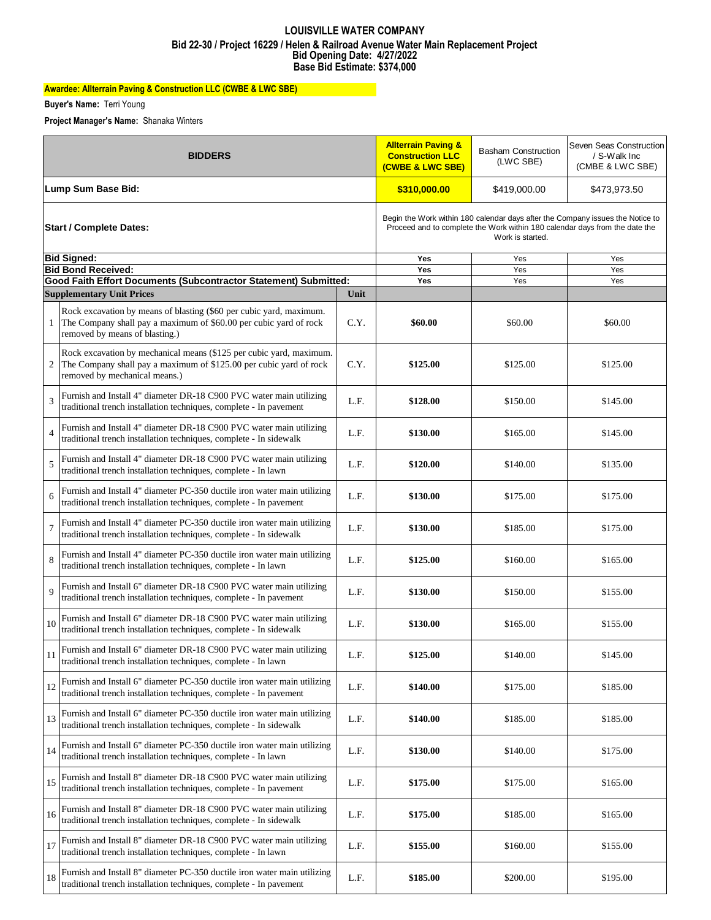# LOUISVILLE WATER COMPANY

## Bid 22-30 / Project 16229 / Helen & Railroad Avenue Water Main Replacement Project

**Bid Opening Date: 4/27/2022**

**Base Bid Estimate: $374,000**

**Awardee: Allterrain Paving & Construction LLC (CWBE & LWC SBE)**

**Buyer's Name:** Terri Young

**Project Manager's Name:** Shanaka Winters

| BIDDERS | | | **Allterrain Paving & Construction LLC (CWBE & LWC SBE)** | Basham Construction (LWC SBE) | Seven Seas Construction / S-Walk Inc (CMBE & LWC SBE) |
|---|---|---|---|---|---|
| **Lump Sum Base Bid:** | | | **$310,000.00** | $419,000.00 | $473,973.50 |
| **Start / Complete Dates:** | | | Begin the Work within 180 calendar days after the Company issues the Notice to Proceed and to complete the Work within 180 calendar days from the date the Work is started. | | |
| **Bid Signed:** | | | **Yes** | Yes | Yes |
| **Bid Bond Received:** | | | **Yes** | Yes | Yes |
| **Good Faith Effort Documents (Subcontractor Statement) Submitted:** | | | **Yes** | Yes | Yes |
| **Supplementary Unit Prices** | | **Unit** | | | |
| 1 | Rock excavation by means of blasting ($60 per cubic yard, maximum. The Company shall pay a maximum of $60.00 per cubic yard of rock removed by means of blasting.) | C.Y. | **$60.00** | $60.00 | $60.00 |
| 2 | Rock excavation by mechanical means ($125 per cubic yard, maximum. The Company shall pay a maximum of $125.00 per cubic yard of rock removed by mechanical means.) | C.Y. | **$125.00** | $125.00 | $125.00 |
| 3 | Furnish and Install 4" diameter DR-18 C900 PVC water main utilizing traditional trench installation techniques, complete - In pavement | L.F. | **$128.00** | $150.00 | $145.00 |
| 4 | Furnish and Install 4" diameter DR-18 C900 PVC water main utilizing traditional trench installation techniques, complete - In sidewalk | L.F. | **$130.00** | $165.00 | $145.00 |
| 5 | Furnish and Install 4" diameter DR-18 C900 PVC water main utilizing traditional trench installation techniques, complete - In lawn | L.F. | **$120.00** | $140.00 | $135.00 |
| 6 | Furnish and Install 4" diameter PC-350 ductile iron water main utilizing traditional trench installation techniques, complete - In pavement | L.F. | **$130.00** | $175.00 | $175.00 |
| 7 | Furnish and Install 4" diameter PC-350 ductile iron water main utilizing traditional trench installation techniques, complete - In sidewalk | L.F. | **$130.00** | $185.00 | $175.00 |
| 8 | Furnish and Install 4" diameter PC-350 ductile iron water main utilizing traditional trench installation techniques, complete - In lawn | L.F. | **$125.00** | $160.00 | $165.00 |
| 9 | Furnish and Install 6" diameter DR-18 C900 PVC water main utilizing traditional trench installation techniques, complete - In pavement | L.F. | **$130.00** | $150.00 | $155.00 |
| 10 | Furnish and Install 6" diameter DR-18 C900 PVC water main utilizing traditional trench installation techniques, complete - In sidewalk | L.F. | **$130.00** | $165.00 | $155.00 |
| 11 | Furnish and Install 6" diameter DR-18 C900 PVC water main utilizing traditional trench installation techniques, complete - In lawn | L.F. | **$125.00** | $140.00 | $145.00 |
| 12 | Furnish and Install 6" diameter PC-350 ductile iron water main utilizing traditional trench installation techniques, complete - In pavement | L.F. | **$140.00** | $175.00 | $185.00 |
| 13 | Furnish and Install 6" diameter PC-350 ductile iron water main utilizing traditional trench installation techniques, complete - In sidewalk | L.F. | **$140.00** | $185.00 | $185.00 |
| 14 | Furnish and Install 6" diameter PC-350 ductile iron water main utilizing traditional trench installation techniques, complete - In lawn | L.F. | **$130.00** | $140.00 | $175.00 |
| 15 | Furnish and Install 8" diameter DR-18 C900 PVC water main utilizing traditional trench installation techniques, complete - In pavement | L.F. | **$175.00** | $175.00 | $165.00 |
| 16 | Furnish and Install 8" diameter DR-18 C900 PVC water main utilizing traditional trench installation techniques, complete - In sidewalk | L.F. | **$175.00** | $185.00 | $165.00 |
| 17 | Furnish and Install 8" diameter DR-18 C900 PVC water main utilizing traditional trench installation techniques, complete - In lawn | L.F. | **$155.00** | $160.00 | $155.00 |
| 18 | Furnish and Install 8" diameter PC-350 ductile iron water main utilizing traditional trench installation techniques, complete - In pavement | L.F. | **$185.00** | $200.00 | $195.00 |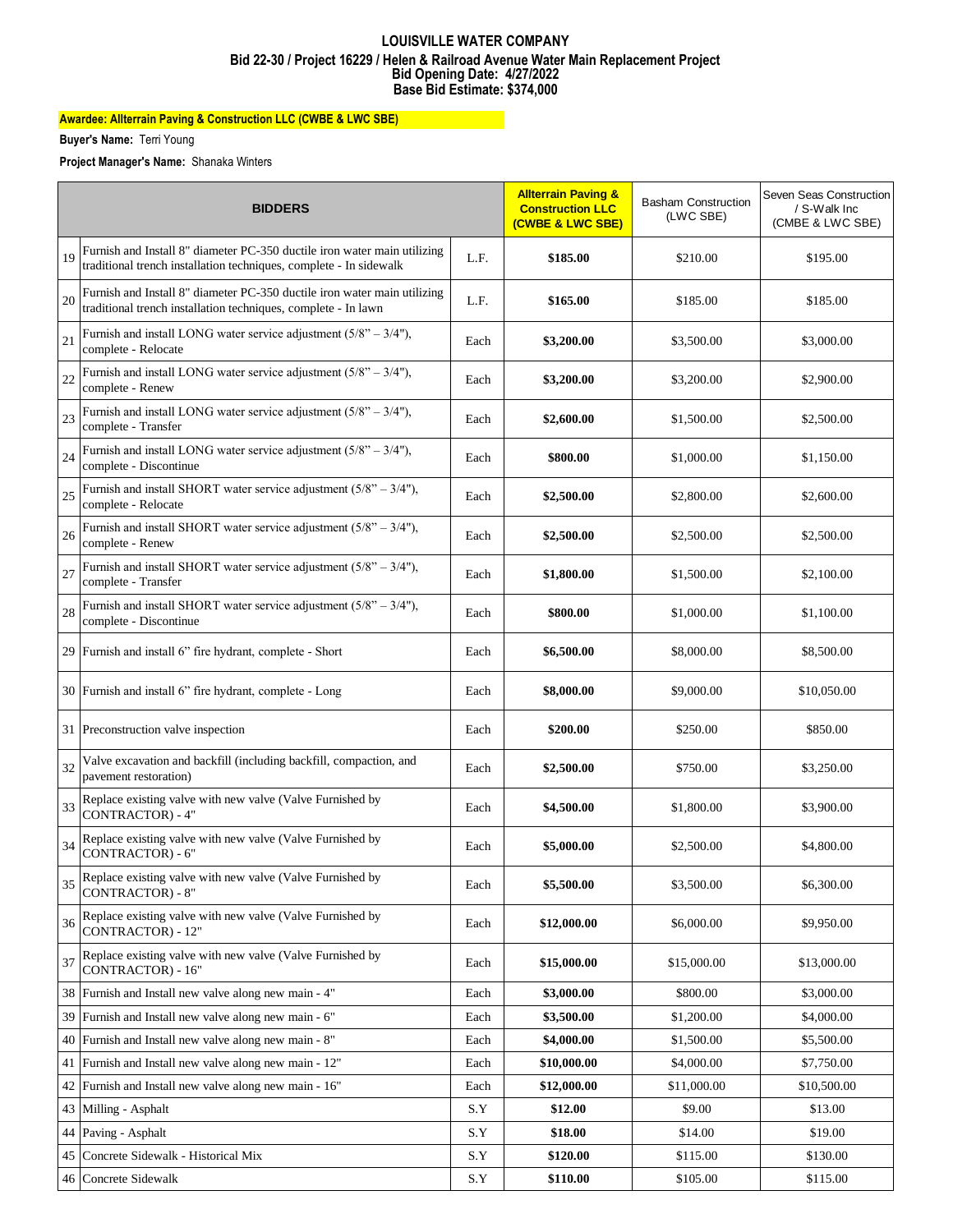# LOUISVILLE WATER COMPANY

## Bid 22-30 / Project 16229 / Helen & Railroad Avenue Water Main Replacement Project

### Bid Opening Date: 4/27/2022

### Base Bid Estimate: $374,000

**Awardee: Allterrain Paving & Construction LLC (CWBE & LWC SBE)**

**Buyer's Name:** Terri Young

**Project Manager's Name:** Shanaka Winters

| | BIDDERS | | **Allterrain Paving & Construction LLC (CWBE & LWC SBE)** | Basham Construction (LWC SBE) | Seven Seas Construction / S-Walk Inc (CMBE & LWC SBE) |
|---|---|---|---|---|---|
| 19 | Furnish and Install 8" diameter PC-350 ductile iron water main utilizing traditional trench installation techniques, complete - In sidewalk | L.F. | **$185.00** | $210.00 | $195.00 |
| 20 | Furnish and Install 8" diameter PC-350 ductile iron water main utilizing traditional trench installation techniques, complete - In lawn | L.F. | **$165.00** | $185.00 | $185.00 |
| 21 | Furnish and install LONG water service adjustment (5/8" – 3/4"), complete - Relocate | Each | **$3,200.00** | $3,500.00 | $3,000.00 |
| 22 | Furnish and install LONG water service adjustment (5/8" – 3/4"), complete - Renew | Each | **$3,200.00** | $3,200.00 | $2,900.00 |
| 23 | Furnish and install LONG water service adjustment (5/8" – 3/4"), complete - Transfer | Each | **$2,600.00** | $1,500.00 | $2,500.00 |
| 24 | Furnish and install LONG water service adjustment (5/8" – 3/4"), complete - Discontinue | Each | **$800.00** | $1,000.00 | $1,150.00 |
| 25 | Furnish and install SHORT water service adjustment (5/8" – 3/4"), complete - Relocate | Each | **$2,500.00** | $2,800.00 | $2,600.00 |
| 26 | Furnish and install SHORT water service adjustment (5/8" – 3/4"), complete - Renew | Each | **$2,500.00** | $2,500.00 | $2,500.00 |
| 27 | Furnish and install SHORT water service adjustment (5/8" – 3/4"), complete - Transfer | Each | **$1,800.00** | $1,500.00 | $2,100.00 |
| 28 | Furnish and install SHORT water service adjustment (5/8" – 3/4"), complete - Discontinue | Each | **$800.00** | $1,000.00 | $1,100.00 |
| 29 | Furnish and install 6" fire hydrant, complete - Short | Each | **$6,500.00** | $8,000.00 | $8,500.00 |
| 30 | Furnish and install 6" fire hydrant, complete - Long | Each | **$8,000.00** | $9,000.00 | $10,050.00 |
| 31 | Preconstruction valve inspection | Each | **$200.00** | $250.00 | $850.00 |
| 32 | Valve excavation and backfill (including backfill, compaction, and pavement restoration) | Each | **$2,500.00** | $750.00 | $3,250.00 |
| 33 | Replace existing valve with new valve (Valve Furnished by CONTRACTOR) - 4" | Each | **$4,500.00** | $1,800.00 | $3,900.00 |
| 34 | Replace existing valve with new valve (Valve Furnished by CONTRACTOR) - 6" | Each | **$5,000.00** | $2,500.00 | $4,800.00 |
| 35 | Replace existing valve with new valve (Valve Furnished by CONTRACTOR) - 8" | Each | **$5,500.00** | $3,500.00 | $6,300.00 |
| 36 | Replace existing valve with new valve (Valve Furnished by CONTRACTOR) - 12" | Each | **$12,000.00** | $6,000.00 | $9,950.00 |
| 37 | Replace existing valve with new valve (Valve Furnished by CONTRACTOR) - 16" | Each | **$15,000.00** | $15,000.00 | $13,000.00 |
| 38 | Furnish and Install new valve along new main - 4" | Each | **$3,000.00** | $800.00 | $3,000.00 |
| 39 | Furnish and Install new valve along new main - 6" | Each | **$3,500.00** | $1,200.00 | $4,000.00 |
| 40 | Furnish and Install new valve along new main - 8" | Each | **$4,000.00** | $1,500.00 | $5,500.00 |
| 41 | Furnish and Install new valve along new main - 12" | Each | **$10,000.00** | $4,000.00 | $7,750.00 |
| 42 | Furnish and Install new valve along new main - 16" | Each | **$12,000.00** | $11,000.00 | $10,500.00 |
| 43 | Milling - Asphalt | S.Y | **$12.00** | $9.00 | $13.00 |
| 44 | Paving - Asphalt | S.Y | **$18.00** | $14.00 | $19.00 |
| 45 | Concrete Sidewalk - Historical Mix | S.Y | **$120.00** | $115.00 | $130.00 |
| 46 | Concrete Sidewalk | S.Y | **$110.00** | $105.00 | $115.00 |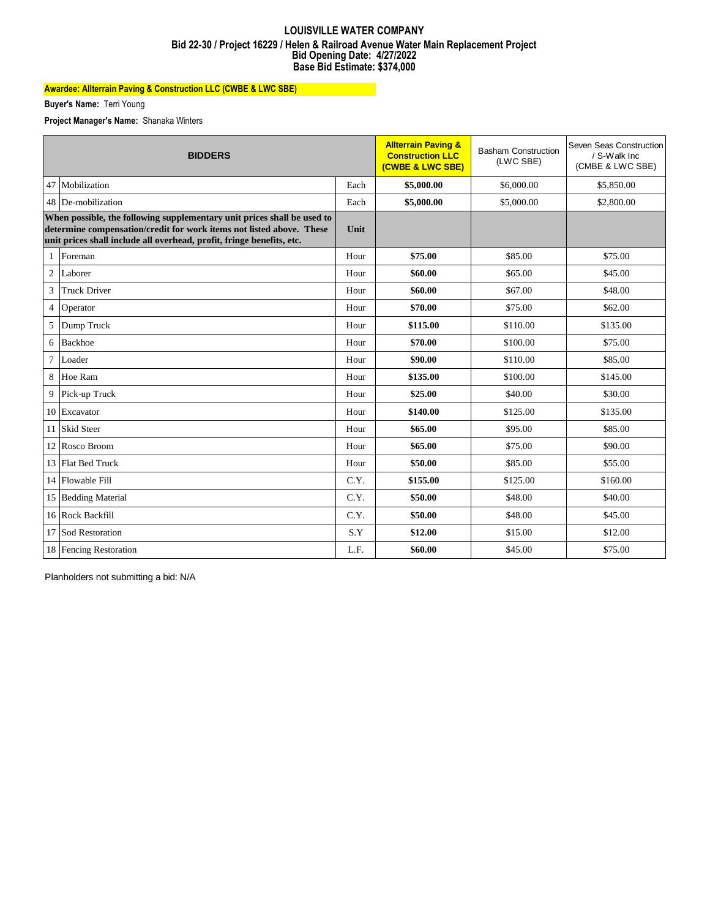# LOUISVILLE WATER COMPANY

## Bid 22-30 / Project 16229 / Helen & Railroad Avenue Water Main Replacement Project

**Bid Opening Date: 4/27/2022**

**Base Bid Estimate: $374,000**

**Awardee: Allterrain Paving & Construction LLC (CWBE & LWC SBE)**

**Buyer's Name:** Terri Young

**Project Manager's Name:** Shanaka Winters

| BIDDERS | | | Allterrain Paving & Construction LLC (CWBE & LWC SBE) | Basham Construction (LWC SBE) | Seven Seas Construction / S-Walk Inc (CMBE & LWC SBE) |
|---|---|---|---|---|---|
| 47 | Mobilization | Each | **$5,000.00** | $6,000.00 | $5,850.00 |
| 48 | De-mobilization | Each | **$5,000.00** | $5,000.00 | $2,800.00 |
| **When possible, the following supplementary unit prices shall be used to determine compensation/credit for work items not listed above. These unit prices shall include all overhead, profit, fringe benefits, etc.** | | **Unit** | | | |
| 1 | Foreman | Hour | **$75.00** | $85.00 | $75.00 |
| 2 | Laborer | Hour | **$60.00** | $65.00 | $45.00 |
| 3 | Truck Driver | Hour | **$60.00** | $67.00 | $48.00 |
| 4 | Operator | Hour | **$70.00** | $75.00 | $62.00 |
| 5 | Dump Truck | Hour | **$115.00** | $110.00 | $135.00 |
| 6 | Backhoe | Hour | **$70.00** | $100.00 | $75.00 |
| 7 | Loader | Hour | **$90.00** | $110.00 | $85.00 |
| 8 | Hoe Ram | Hour | **$135.00** | $100.00 | $145.00 |
| 9 | Pick-up Truck | Hour | **$25.00** | $40.00 | $30.00 |
| 10 | Excavator | Hour | **$140.00** | $125.00 | $135.00 |
| 11 | Skid Steer | Hour | **$65.00** | $95.00 | $85.00 |
| 12 | Rosco Broom | Hour | **$65.00** | $75.00 | $90.00 |
| 13 | Flat Bed Truck | Hour | **$50.00** | $85.00 | $55.00 |
| 14 | Flowable Fill | C.Y. | **$155.00** | $125.00 | $160.00 |
| 15 | Bedding Material | C.Y. | **$50.00** | $48.00 | $40.00 |
| 16 | Rock Backfill | C.Y. | **$50.00** | $48.00 | $45.00 |
| 17 | Sod Restoration | S.Y | **$12.00** | $15.00 | $12.00 |
| 18 | Fencing Restoration | L.F. | **$60.00** | $45.00 | $75.00 |

Planholders not submitting a bid: N/A